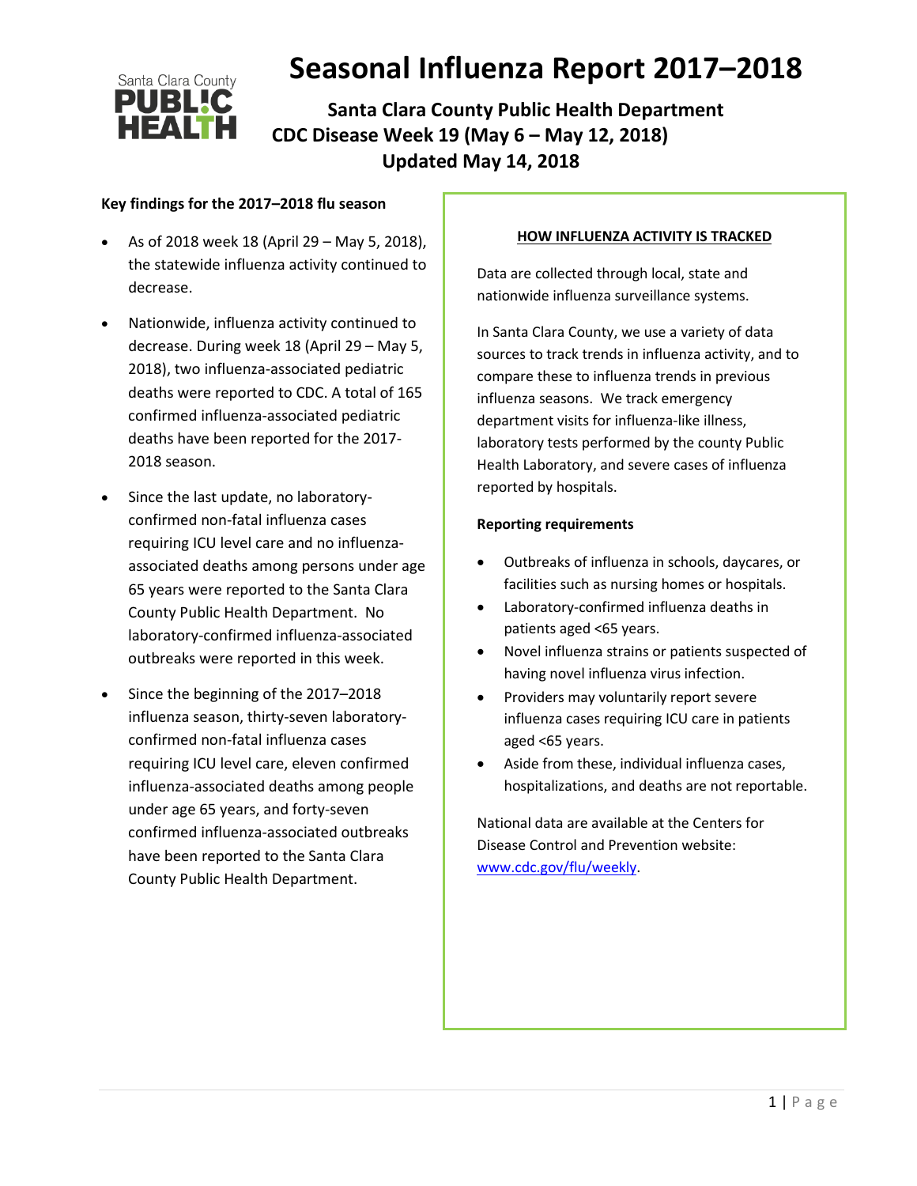# Seasonal Influenza Report 2017–2018

## Santa Clara County Public Health Department
## CDC Disease Week 19 (May 6 – May 12, 2018)
## Updated May 14, 2018

**Key findings for the 2017–2018 flu season**

- As of 2018 week 18 (April 29 – May 5, 2018), the statewide influenza activity continued to decrease.
- Nationwide, influenza activity continued to decrease. During week 18 (April 29 – May 5, 2018), two influenza-associated pediatric deaths were reported to CDC. A total of 165 confirmed influenza-associated pediatric deaths have been reported for the 2017-2018 season.
- Since the last update, no laboratory-confirmed non-fatal influenza cases requiring ICU level care and no influenza-associated deaths among persons under age 65 years were reported to the Santa Clara County Public Health Department. No laboratory-confirmed influenza-associated outbreaks were reported in this week.
- Since the beginning of the 2017–2018 influenza season, thirty-seven laboratory-confirmed non-fatal influenza cases requiring ICU level care, eleven confirmed influenza-associated deaths among people under age 65 years, and forty-seven confirmed influenza-associated outbreaks have been reported to the Santa Clara County Public Health Department.

**HOW INFLUENZA ACTIVITY IS TRACKED**

Data are collected through local, state and nationwide influenza surveillance systems.

In Santa Clara County, we use a variety of data sources to track trends in influenza activity, and to compare these to influenza trends in previous influenza seasons. We track emergency department visits for influenza-like illness, laboratory tests performed by the county Public Health Laboratory, and severe cases of influenza reported by hospitals.

**Reporting requirements**

- Outbreaks of influenza in schools, daycares, or facilities such as nursing homes or hospitals.
- Laboratory-confirmed influenza deaths in patients aged <65 years.
- Novel influenza strains or patients suspected of having novel influenza virus infection.
- Providers may voluntarily report severe influenza cases requiring ICU care in patients aged <65 years.
- Aside from these, individual influenza cases, hospitalizations, and deaths are not reportable.

National data are available at the Centers for Disease Control and Prevention website: www.cdc.gov/flu/weekly.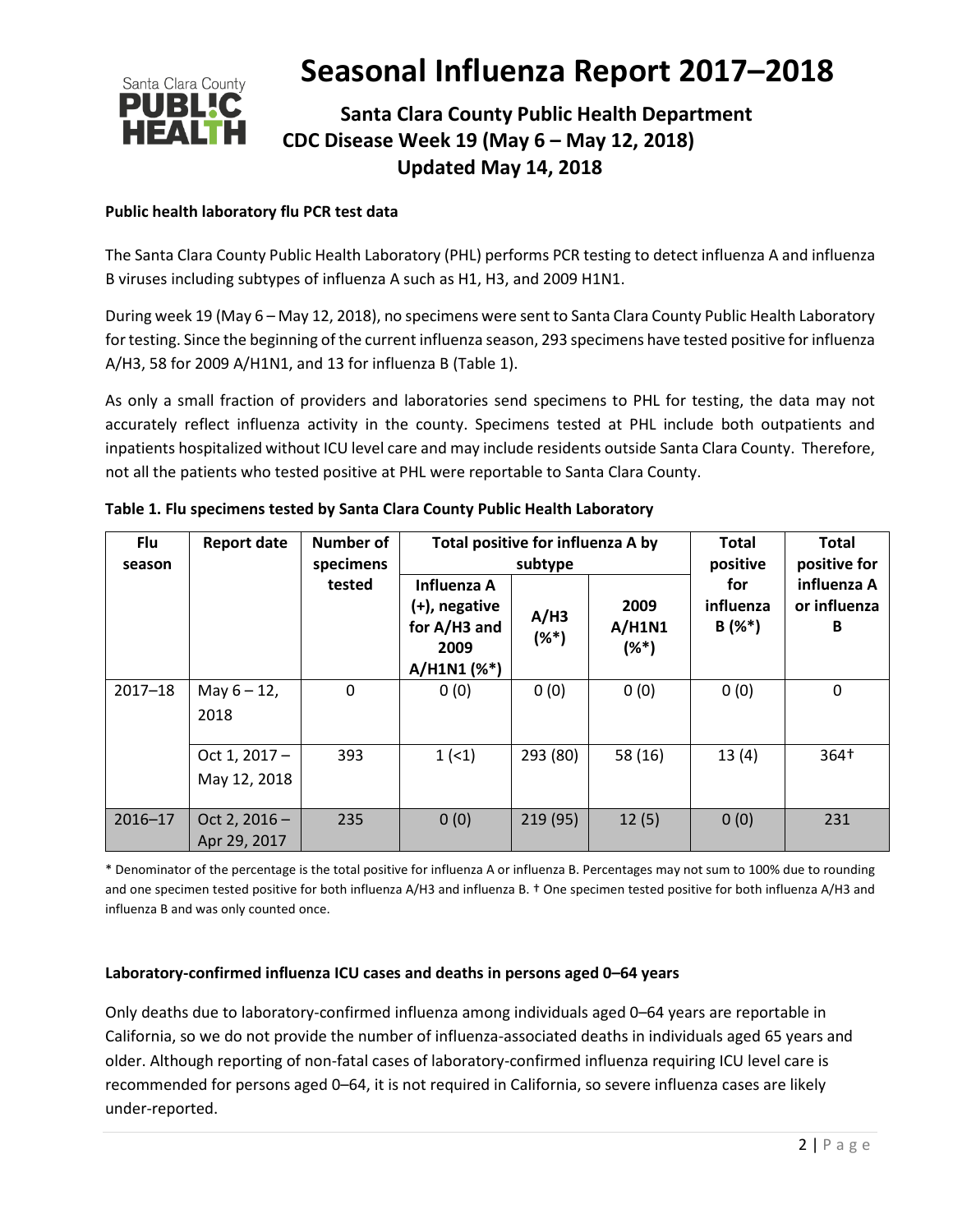# Seasonal Influenza Report 2017–2018

## Santa Clara County Public Health Department
## CDC Disease Week 19 (May 6 – May 12, 2018)
## Updated May 14, 2018

**Public health laboratory flu PCR test data**

The Santa Clara County Public Health Laboratory (PHL) performs PCR testing to detect influenza A and influenza B viruses including subtypes of influenza A such as H1, H3, and 2009 H1N1.

During week 19 (May 6 – May 12, 2018), no specimens were sent to Santa Clara County Public Health Laboratory for testing. Since the beginning of the current influenza season, 293 specimens have tested positive for influenza A/H3, 58 for 2009 A/H1N1, and 13 for influenza B (Table 1).

As only a small fraction of providers and laboratories send specimens to PHL for testing, the data may not accurately reflect influenza activity in the county. Specimens tested at PHL include both outpatients and inpatients hospitalized without ICU level care and may include residents outside Santa Clara County. Therefore, not all the patients who tested positive at PHL were reportable to Santa Clara County.

**Table 1. Flu specimens tested by Santa Clara County Public Health Laboratory**

| Flu season | Report date | Number of specimens tested | Total positive for influenza A by subtype | | | Total positive for influenza B (%*) | Total positive for influenza A or influenza B |
|---|---|---|---|---|---|---|---|
| | | | Influenza A (+), negative for A/H3 and 2009 A/H1N1 (%*) | A/H3 (%*) | 2009 A/H1N1 (%*) | | |
| 2017–18 | May 6 – 12, 2018 | 0 | 0 (0) | 0 (0) | 0 (0) | 0 (0) | 0 |
| | Oct 1, 2017 – May 12, 2018 | 393 | 1 (<1) | 293 (80) | 58 (16) | 13 (4) | 364† |
| 2016–17 | Oct 2, 2016 – Apr 29, 2017 | 235 | 0 (0) | 219 (95) | 12 (5) | 0 (0) | 231 |

* Denominator of the percentage is the total positive for influenza A or influenza B. Percentages may not sum to 100% due to rounding and one specimen tested positive for both influenza A/H3 and influenza B. † One specimen tested positive for both influenza A/H3 and influenza B and was only counted once.

**Laboratory-confirmed influenza ICU cases and deaths in persons aged 0–64 years**

Only deaths due to laboratory-confirmed influenza among individuals aged 0–64 years are reportable in California, so we do not provide the number of influenza-associated deaths in individuals aged 65 years and older. Although reporting of non-fatal cases of laboratory-confirmed influenza requiring ICU level care is recommended for persons aged 0–64, it is not required in California, so severe influenza cases are likely under-reported.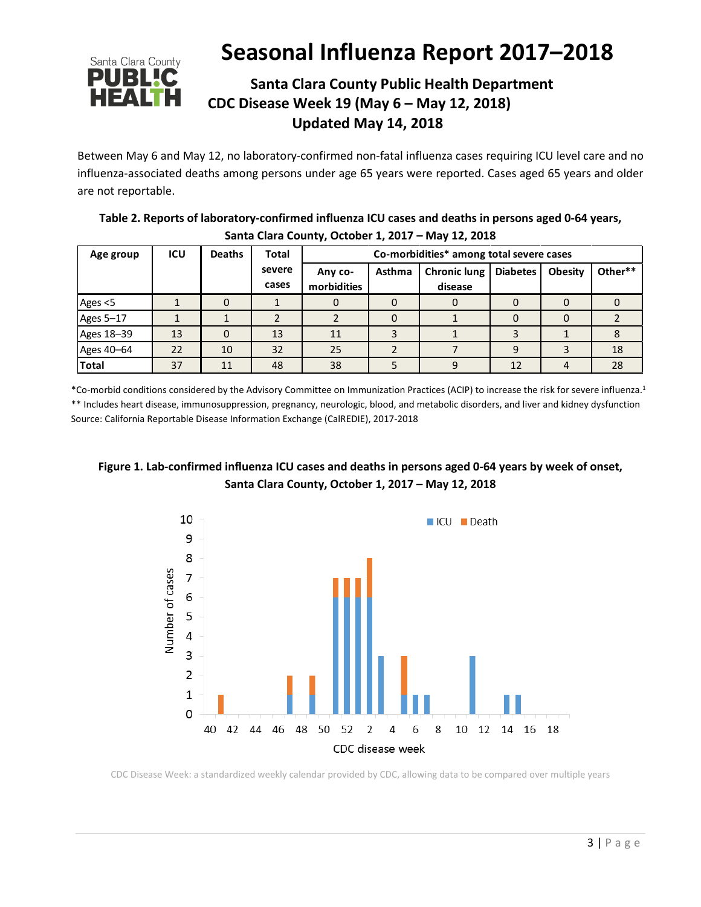# Seasonal Influenza Report 2017–2018

## Santa Clara County Public Health Department

## CDC Disease Week 19 (May 6 – May 12, 2018)

## Updated May 14, 2018

Between May 6 and May 12, no laboratory-confirmed non-fatal influenza cases requiring ICU level care and no influenza-associated deaths among persons under age 65 years were reported. Cases aged 65 years and older are not reportable.

**Table 2. Reports of laboratory-confirmed influenza ICU cases and deaths in persons aged 0-64 years, Santa Clara County, October 1, 2017 – May 12, 2018**

| Age group | ICU | Deaths | Total severe cases | Co-morbidities* among total severe cases | | | | | |
|---|---|---|---|---|---|---|---|---|---|
| | | | | Any co-morbidities | Asthma | Chronic lung disease | Diabetes | Obesity | Other** |
| Ages <5 | 1 | 0 | 1 | 0 | 0 | 0 | 0 | 0 | 0 |
| Ages 5–17 | 1 | 1 | 2 | 2 | 0 | 1 | 0 | 0 | 2 |
| Ages 18–39 | 13 | 0 | 13 | 11 | 3 | 1 | 3 | 1 | 8 |
| Ages 40–64 | 22 | 10 | 32 | 25 | 2 | 7 | 9 | 3 | 18 |
| **Total** | 37 | 11 | 48 | 38 | 5 | 9 | 12 | 4 | 28 |

*Co-morbid conditions considered by the Advisory Committee on Immunization Practices (ACIP) to increase the risk for severe influenza.[1]

** Includes heart disease, immunosuppression, pregnancy, neurologic, blood, and metabolic disorders, and liver and kidney dysfunction

Source: California Reportable Disease Information Exchange (CalREDIE), 2017-2018

**Figure 1. Lab-confirmed influenza ICU cases and deaths in persons aged 0-64 years by week of onset, Santa Clara County, October 1, 2017 – May 12, 2018**

CDC Disease Week: a standardized weekly calendar provided by CDC, allowing data to be compared over multiple years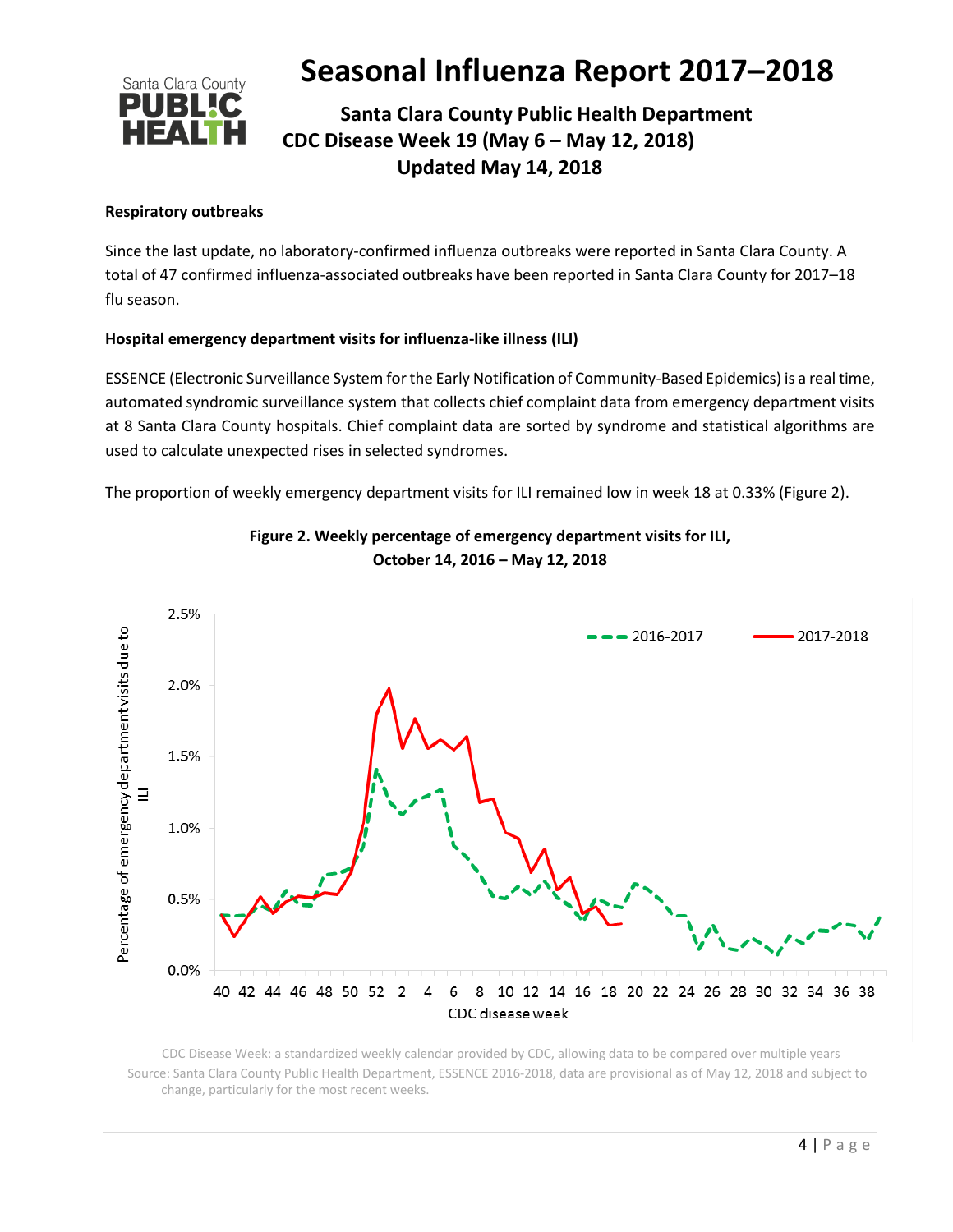# Seasonal Influenza Report 2017–2018

**Santa Clara County Public Health Department**
**CDC Disease Week 19 (May 6 – May 12, 2018)**
**Updated May 14, 2018**

**Respiratory outbreaks**

Since the last update, no laboratory-confirmed influenza outbreaks were reported in Santa Clara County. A total of 47 confirmed influenza-associated outbreaks have been reported in Santa Clara County for 2017–18 flu season.

**Hospital emergency department visits for influenza-like illness (ILI)**

ESSENCE (Electronic Surveillance System for the Early Notification of Community-Based Epidemics) is a real time, automated syndromic surveillance system that collects chief complaint data from emergency department visits at 8 Santa Clara County hospitals. Chief complaint data are sorted by syndrome and statistical algorithms are used to calculate unexpected rises in selected syndromes.

The proportion of weekly emergency department visits for ILI remained low in week 18 at 0.33% (Figure 2).

**Figure 2. Weekly percentage of emergency department visits for ILI, October 14, 2016 – May 12, 2018**

CDC Disease Week: a standardized weekly calendar provided by CDC, allowing data to be compared over multiple years

Source: Santa Clara County Public Health Department, ESSENCE 2016-2018, data are provisional as of May 12, 2018 and subject to change, particularly for the most recent weeks.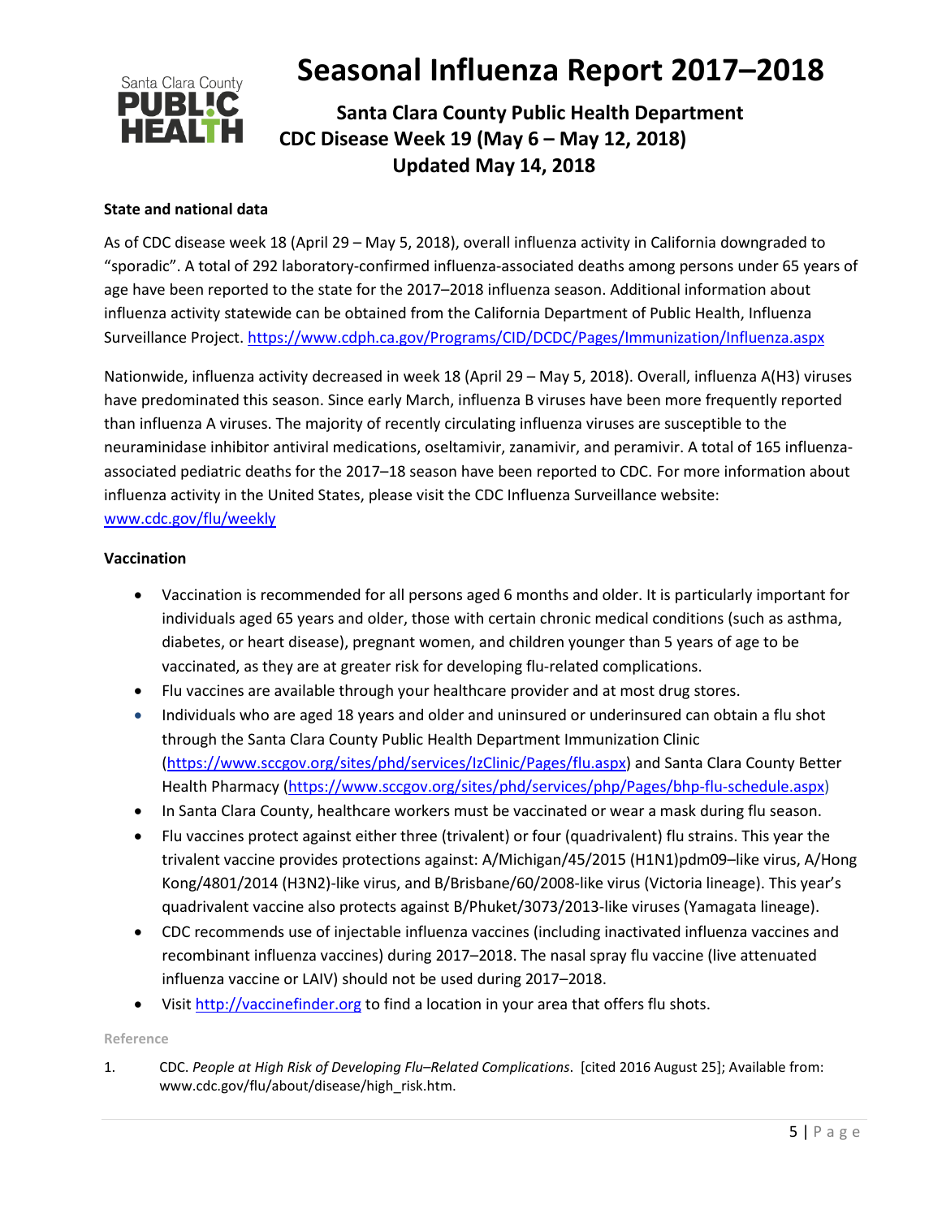# Seasonal Influenza Report 2017–2018

## Santa Clara County Public Health Department
## CDC Disease Week 19 (May 6 – May 12, 2018)
## Updated May 14, 2018

**State and national data**

As of CDC disease week 18 (April 29 – May 5, 2018), overall influenza activity in California downgraded to "sporadic". A total of 292 laboratory-confirmed influenza-associated deaths among persons under 65 years of age have been reported to the state for the 2017–2018 influenza season. Additional information about influenza activity statewide can be obtained from the California Department of Public Health, Influenza Surveillance Project. https://www.cdph.ca.gov/Programs/CID/DCDC/Pages/Immunization/Influenza.aspx

Nationwide, influenza activity decreased in week 18 (April 29 – May 5, 2018). Overall, influenza A(H3) viruses have predominated this season. Since early March, influenza B viruses have been more frequently reported than influenza A viruses. The majority of recently circulating influenza viruses are susceptible to the neuraminidase inhibitor antiviral medications, oseltamivir, zanamivir, and peramivir. A total of 165 influenza-associated pediatric deaths for the 2017–18 season have been reported to CDC. For more information about influenza activity in the United States, please visit the CDC Influenza Surveillance website: www.cdc.gov/flu/weekly

**Vaccination**

- Vaccination is recommended for all persons aged 6 months and older. It is particularly important for individuals aged 65 years and older, those with certain chronic medical conditions (such as asthma, diabetes, or heart disease), pregnant women, and children younger than 5 years of age to be vaccinated, as they are at greater risk for developing flu-related complications.
- Flu vaccines are available through your healthcare provider and at most drug stores.
- Individuals who are aged 18 years and older and uninsured or underinsured can obtain a flu shot through the Santa Clara County Public Health Department Immunization Clinic (https://www.sccgov.org/sites/phd/services/IzClinic/Pages/flu.aspx) and Santa Clara County Better Health Pharmacy (https://www.sccgov.org/sites/phd/services/php/Pages/bhp-flu-schedule.aspx)
- In Santa Clara County, healthcare workers must be vaccinated or wear a mask during flu season.
- Flu vaccines protect against either three (trivalent) or four (quadrivalent) flu strains. This year the trivalent vaccine provides protections against: A/Michigan/45/2015 (H1N1)pdm09–like virus, A/Hong Kong/4801/2014 (H3N2)-like virus, and B/Brisbane/60/2008-like virus (Victoria lineage). This year's quadrivalent vaccine also protects against B/Phuket/3073/2013-like viruses (Yamagata lineage).
- CDC recommends use of injectable influenza vaccines (including inactivated influenza vaccines and recombinant influenza vaccines) during 2017–2018. The nasal spray flu vaccine (live attenuated influenza vaccine or LAIV) should not be used during 2017–2018.
- Visit http://vaccinefinder.org to find a location in your area that offers flu shots.

Reference

1. CDC. *People at High Risk of Developing Flu–Related Complications*. [cited 2016 August 25]; Available from: www.cdc.gov/flu/about/disease/high_risk.htm.